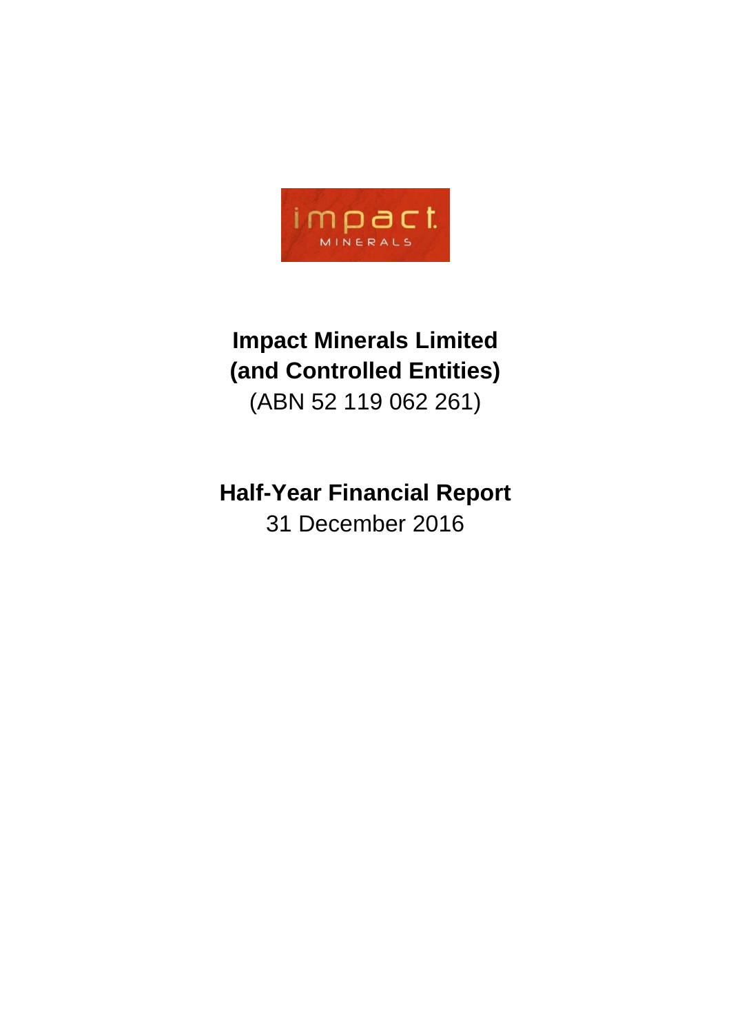# Impact Minerals Limited
# (and Controlled Entities)

(ABN 52 119 062 261)

# Half-Year Financial Report

31 December 2016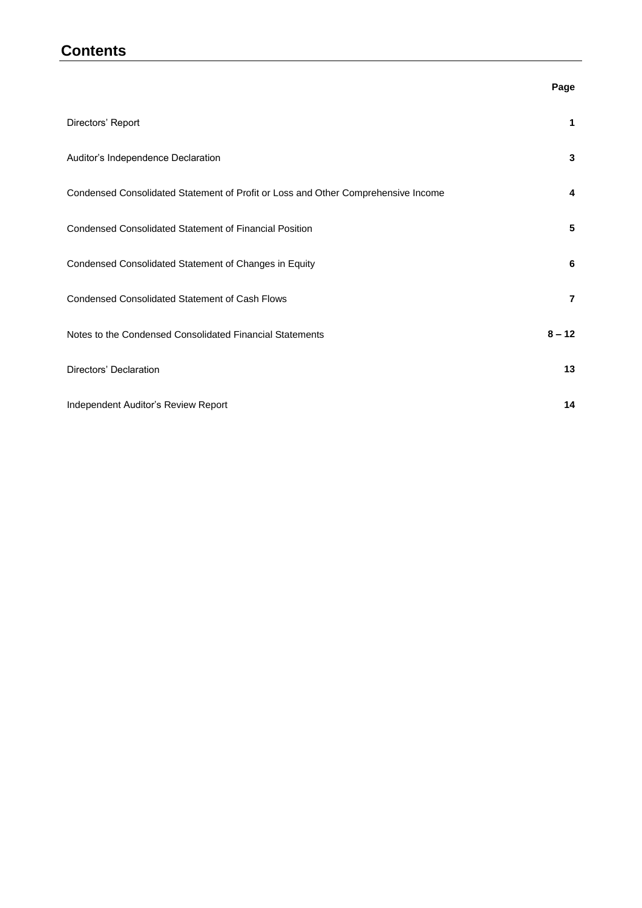# Contents

| | Page |
|---|---|
| Directors' Report | **1** |
| Auditor's Independence Declaration | **3** |
| Condensed Consolidated Statement of Profit or Loss and Other Comprehensive Income | **4** |
| Condensed Consolidated Statement of Financial Position | **5** |
| Condensed Consolidated Statement of Changes in Equity | **6** |
| Condensed Consolidated Statement of Cash Flows | **7** |
| Notes to the Condensed Consolidated Financial Statements | **8 – 12** |
| Directors' Declaration | **13** |
| Independent Auditor's Review Report | **14** |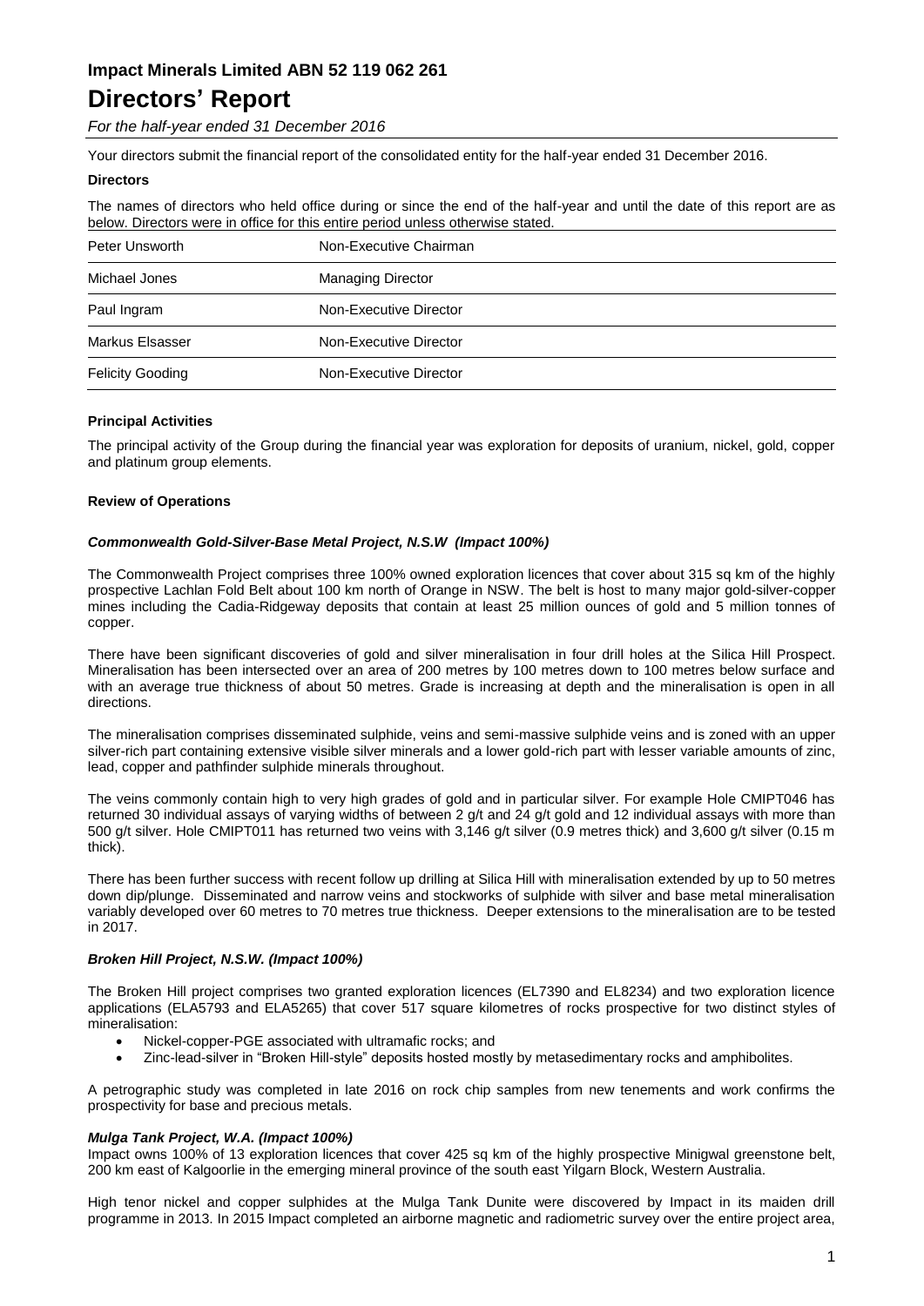# Impact Minerals Limited ABN 52 119 062 261

# Directors' Report

*For the half-year ended 31 December 2016*

Your directors submit the financial report of the consolidated entity for the half-year ended 31 December 2016.

**Directors**

The names of directors who held office during or since the end of the half-year and until the date of this report are as below. Directors were in office for this entire period unless otherwise stated.

| | |
|---|---|
| Peter Unsworth | Non-Executive Chairman |
| Michael Jones | Managing Director |
| Paul Ingram | Non-Executive Director |
| Markus Elsasser | Non-Executive Director |
| Felicity Gooding | Non-Executive Director |

**Principal Activities**

The principal activity of the Group during the financial year was exploration for deposits of uranium, nickel, gold, copper and platinum group elements.

**Review of Operations**

***Commonwealth Gold-Silver-Base Metal Project, N.S.W (Impact 100%)***

The Commonwealth Project comprises three 100% owned exploration licences that cover about 315 sq km of the highly prospective Lachlan Fold Belt about 100 km north of Orange in NSW. The belt is host to many major gold-silver-copper mines including the Cadia-Ridgeway deposits that contain at least 25 million ounces of gold and 5 million tonnes of copper.

There have been significant discoveries of gold and silver mineralisation in four drill holes at the Silica Hill Prospect. Mineralisation has been intersected over an area of 200 metres by 100 metres down to 100 metres below surface and with an average true thickness of about 50 metres. Grade is increasing at depth and the mineralisation is open in all directions.

The mineralisation comprises disseminated sulphide, veins and semi-massive sulphide veins and is zoned with an upper silver-rich part containing extensive visible silver minerals and a lower gold-rich part with lesser variable amounts of zinc, lead, copper and pathfinder sulphide minerals throughout.

The veins commonly contain high to very high grades of gold and in particular silver. For example Hole CMIPT046 has returned 30 individual assays of varying widths of between 2 g/t and 24 g/t gold and 12 individual assays with more than 500 g/t silver. Hole CMIPT011 has returned two veins with 3,146 g/t silver (0.9 metres thick) and 3,600 g/t silver (0.15 m thick).

There has been further success with recent follow up drilling at Silica Hill with mineralisation extended by up to 50 metres down dip/plunge. Disseminated and narrow veins and stockworks of sulphide with silver and base metal mineralisation variably developed over 60 metres to 70 metres true thickness. Deeper extensions to the mineralisation are to be tested in 2017.

***Broken Hill Project, N.S.W. (Impact 100%)***

The Broken Hill project comprises two granted exploration licences (EL7390 and EL8234) and two exploration licence applications (ELA5793 and ELA5265) that cover 517 square kilometres of rocks prospective for two distinct styles of mineralisation:

- Nickel-copper-PGE associated with ultramafic rocks; and
- Zinc-lead-silver in "Broken Hill-style" deposits hosted mostly by metasedimentary rocks and amphibolites.

A petrographic study was completed in late 2016 on rock chip samples from new tenements and work confirms the prospectivity for base and precious metals.

***Mulga Tank Project, W.A. (Impact 100%)***

Impact owns 100% of 13 exploration licences that cover 425 sq km of the highly prospective Minigwal greenstone belt, 200 km east of Kalgoorlie in the emerging mineral province of the south east Yilgarn Block, Western Australia.

High tenor nickel and copper sulphides at the Mulga Tank Dunite were discovered by Impact in its maiden drill programme in 2013. In 2015 Impact completed an airborne magnetic and radiometric survey over the entire project area,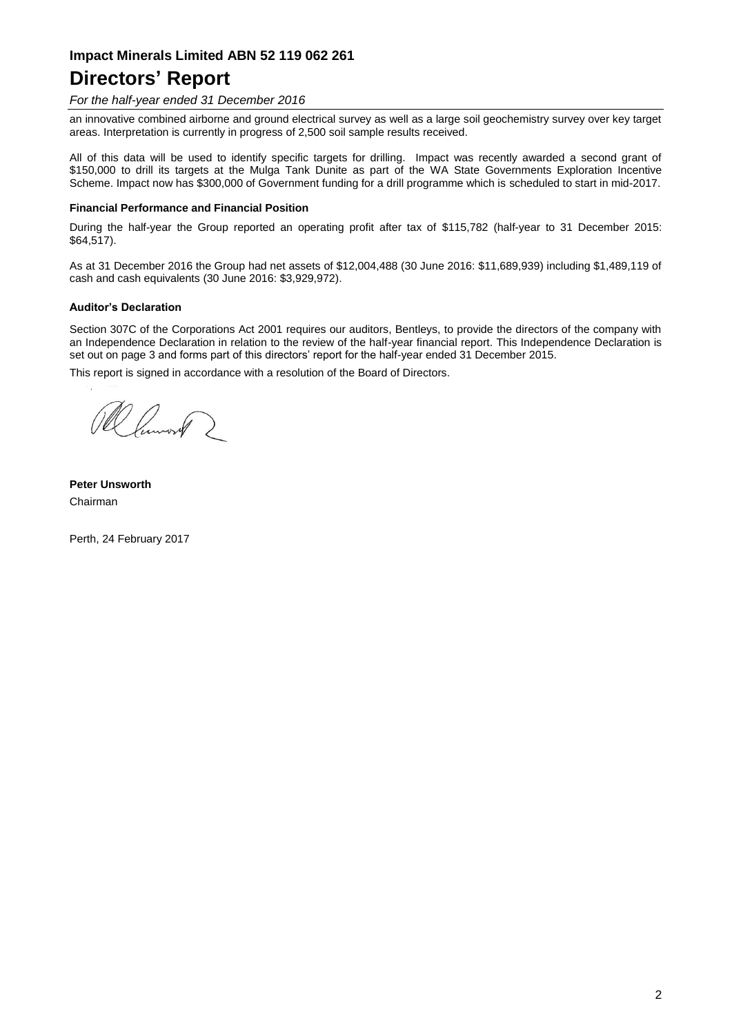an innovative combined airborne and ground electrical survey as well as a large soil geochemistry survey over key target areas. Interpretation is currently in progress of 2,500 soil sample results received.

All of this data will be used to identify specific targets for drilling. Impact was recently awarded a second grant of $150,000 to drill its targets at the Mulga Tank Dunite as part of the WA State Governments Exploration Incentive Scheme. Impact now has $300,000 of Government funding for a drill programme which is scheduled to start in mid-2017.

#### Financial Performance and Financial Position

During the half-year the Group reported an operating profit after tax of $115,782 (half-year to 31 December 2015: $64,517).

As at 31 December 2016 the Group had net assets of $12,004,488 (30 June 2016: $11,689,939) including $1,489,119 of cash and cash equivalents (30 June 2016: $3,929,972).

#### Auditor's Declaration

Section 307C of the Corporations Act 2001 requires our auditors, Bentleys, to provide the directors of the company with an Independence Declaration in relation to the review of the half-year financial report. This Independence Declaration is set out on page 3 and forms part of this directors' report for the half-year ended 31 December 2015.

This report is signed in accordance with a resolution of the Board of Directors.

**Peter Unsworth**
Chairman

Perth, 24 February 2017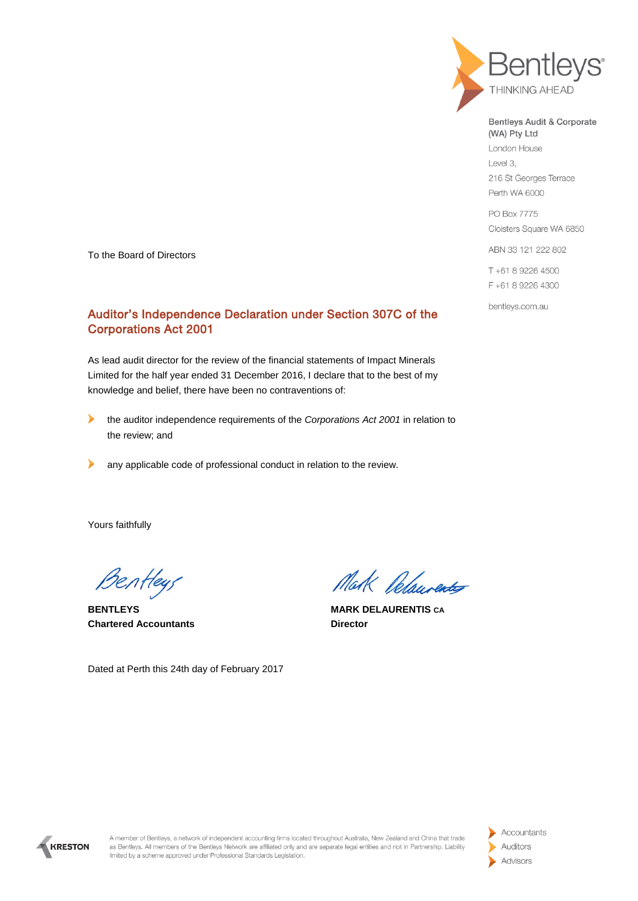Bentleys
THINKING AHEAD

Bentleys Audit & Corporate (WA) Pty Ltd
London House
Level 3,
216 St Georges Terrace
Perth WA 6000

PO Box 7775
Cloisters Square WA 6850

ABN 33 121 222 802

T +61 8 9226 4500
F +61 8 9226 4300

bentleys.com.au

To the Board of Directors

## Auditor's Independence Declaration under Section 307C of the Corporations Act 2001

As lead audit director for the review of the financial statements of Impact Minerals Limited for the half year ended 31 December 2016, I declare that to the best of my knowledge and belief, there have been no contraventions of:

- the auditor independence requirements of the *Corporations Act 2001* in relation to the review; and
- any applicable code of professional conduct in relation to the review.

Yours faithfully

**BENTLEYS**
**Chartered Accountants**

**MARK DELAURENTIS CA**
**Director**

Dated at Perth this 24th day of February 2017

KRESTON

A member of Bentleys, a network of independent accounting firms located throughout Australia, New Zealand and China that trade as Bentleys. All members of the Bentleys Network are affiliated only and are separate legal entities and not in Partnership. Liability limited by a scheme approved under Professional Standards Legislation.

Accountants
Auditors
Advisors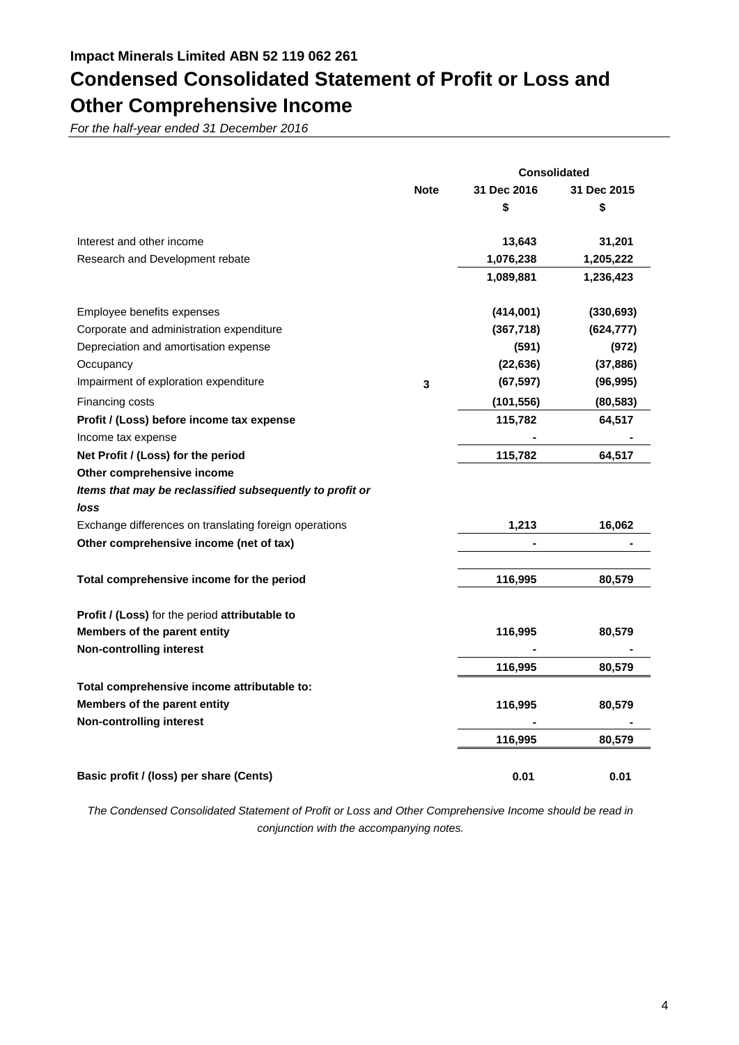**Impact Minerals Limited ABN 52 119 062 261**

# Condensed Consolidated Statement of Profit or Loss and Other Comprehensive Income

*For the half-year ended 31 December 2016*

| | Note | Consolidated | |
|---|---|---|---|
| | | **31 Dec 2016** | **31 Dec 2015** |
| | | **$** | **$** |
| Interest and other income | | **13,643** | **31,201** |
| Research and Development rebate | | **1,076,238** | **1,205,222** |
| | | **1,089,881** | **1,236,423** |
| Employee benefits expenses | | **(414,001)** | **(330,693)** |
| Corporate and administration expenditure | | **(367,718)** | **(624,777)** |
| Depreciation and amortisation expense | | **(591)** | **(972)** |
| Occupancy | | **(22,636)** | **(37,886)** |
| Impairment of exploration expenditure | **3** | **(67,597)** | **(96,995)** |
| Financing costs | | **(101,556)** | **(80,583)** |
| **Profit / (Loss) before income tax expense** | | **115,782** | **64,517** |
| Income tax expense | | **-** | **-** |
| **Net Profit / (Loss) for the period** | | **115,782** | **64,517** |
| **Other comprehensive income** | | | |
| ***Items that may be reclassified subsequently to profit or loss*** | | | |
| Exchange differences on translating foreign operations | | **1,213** | **16,062** |
| **Other comprehensive income (net of tax)** | | **-** | **-** |
| **Total comprehensive income for the period** | | **116,995** | **80,579** |
| **Profit / (Loss)** for the period **attributable to** | | | |
| **Members of the parent entity** | | **116,995** | **80,579** |
| **Non-controlling interest** | | **-** | **-** |
| | | **116,995** | **80,579** |
| **Total comprehensive income attributable to:** | | | |
| **Members of the parent entity** | | **116,995** | **80,579** |
| **Non-controlling interest** | | **-** | **-** |
| | | **116,995** | **80,579** |
| **Basic profit / (loss) per share (Cents)** | | **0.01** | **0.01** |

*The Condensed Consolidated Statement of Profit or Loss and Other Comprehensive Income should be read in conjunction with the accompanying notes.*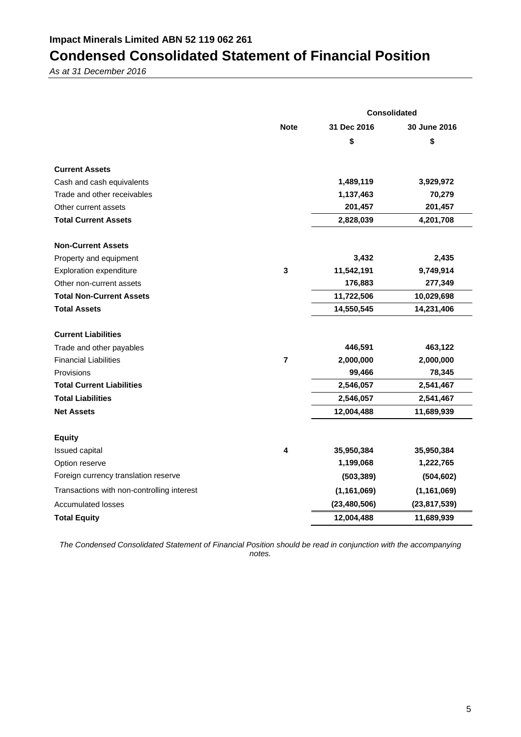**Impact Minerals Limited ABN 52 119 062 261**

# Condensed Consolidated Statement of Financial Position

*As at 31 December 2016*

| | Note | Consolidated | |
|---|---|---|---|
| | | 31 Dec 2016 | 30 June 2016 |
| | | $ | $ |
| **Current Assets** | | | |
| Cash and cash equivalents | | 1,489,119 | 3,929,972 |
| Trade and other receivables | | 1,137,463 | 70,279 |
| Other current assets | | 201,457 | 201,457 |
| **Total Current Assets** | | 2,828,039 | 4,201,708 |
| **Non-Current Assets** | | | |
| Property and equipment | | 3,432 | 2,435 |
| Exploration expenditure | 3 | 11,542,191 | 9,749,914 |
| Other non-current assets | | 176,883 | 277,349 |
| **Total Non-Current Assets** | | 11,722,506 | 10,029,698 |
| **Total Assets** | | 14,550,545 | 14,231,406 |
| **Current Liabilities** | | | |
| Trade and other payables | | 446,591 | 463,122 |
| Financial Liabilities | 7 | 2,000,000 | 2,000,000 |
| Provisions | | 99,466 | 78,345 |
| **Total Current Liabilities** | | 2,546,057 | 2,541,467 |
| **Total Liabilities** | | 2,546,057 | 2,541,467 |
| **Net Assets** | | 12,004,488 | 11,689,939 |
| **Equity** | | | |
| Issued capital | 4 | 35,950,384 | 35,950,384 |
| Option reserve | | 1,199,068 | 1,222,765 |
| Foreign currency translation reserve | | (503,389) | (504,602) |
| Transactions with non-controlling interest | | (1,161,069) | (1,161,069) |
| Accumulated losses | | (23,480,506) | (23,817,539) |
| **Total Equity** | | 12,004,488 | 11,689,939 |

*The Condensed Consolidated Statement of Financial Position should be read in conjunction with the accompanying notes.*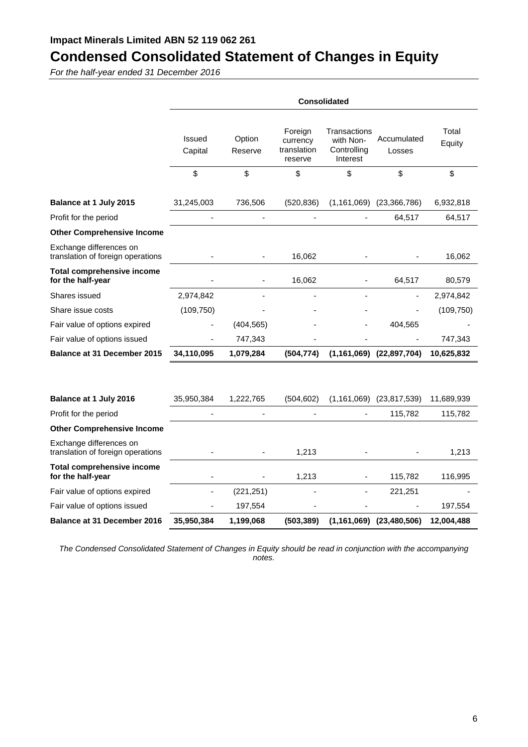**Impact Minerals Limited ABN 52 119 062 261**

# Condensed Consolidated Statement of Changes in Equity

*For the half-year ended 31 December 2016*

| | Consolidated | | | | | |
|---|---|---|---|---|---|---|
| | Issued Capital | Option Reserve | Foreign currency translation reserve | Transactions with Non-Controlling Interest | Accumulated Losses | Total Equity |
| | $ | $ | $ | $ | $ | $ |
| **Balance at 1 July 2015** | 31,245,003 | 736,506 | (520,836) | (1,161,069) | (23,366,786) | 6,932,818 |
| Profit for the period | - | - | - | - | 64,517 | 64,517 |
| **Other Comprehensive Income** | | | | | | |
| Exchange differences on translation of foreign operations | - | - | 16,062 | - | - | 16,062 |
| **Total comprehensive income for the half-year** | - | - | 16,062 | - | 64,517 | 80,579 |
| Shares issued | 2,974,842 | - | - | - | - | 2,974,842 |
| Share issue costs | (109,750) | - | - | - | - | (109,750) |
| Fair value of options expired | - | (404,565) | - | - | 404,565 | - |
| Fair value of options issued | - | 747,343 | - | - | - | 747,343 |
| **Balance at 31 December 2015** | **34,110,095** | **1,079,284** | **(504,774)** | **(1,161,069)** | **(22,897,704)** | **10,625,832** |
| | | | | | | |
| **Balance at 1 July 2016** | 35,950,384 | 1,222,765 | (504,602) | (1,161,069) | (23,817,539) | 11,689,939 |
| Profit for the period | - | - | - | - | 115,782 | 115,782 |
| **Other Comprehensive Income** | | | | | | |
| Exchange differences on translation of foreign operations | - | - | 1,213 | - | - | 1,213 |
| **Total comprehensive income for the half-year** | - | - | 1,213 | - | 115,782 | 116,995 |
| Fair value of options expired | - | (221,251) | - | - | 221,251 | - |
| Fair value of options issued | - | 197,554 | - | - | - | 197,554 |
| **Balance at 31 December 2016** | **35,950,384** | **1,199,068** | **(503,389)** | **(1,161,069)** | **(23,480,506)** | **12,004,488** |

*The Condensed Consolidated Statement of Changes in Equity should be read in conjunction with the accompanying notes.*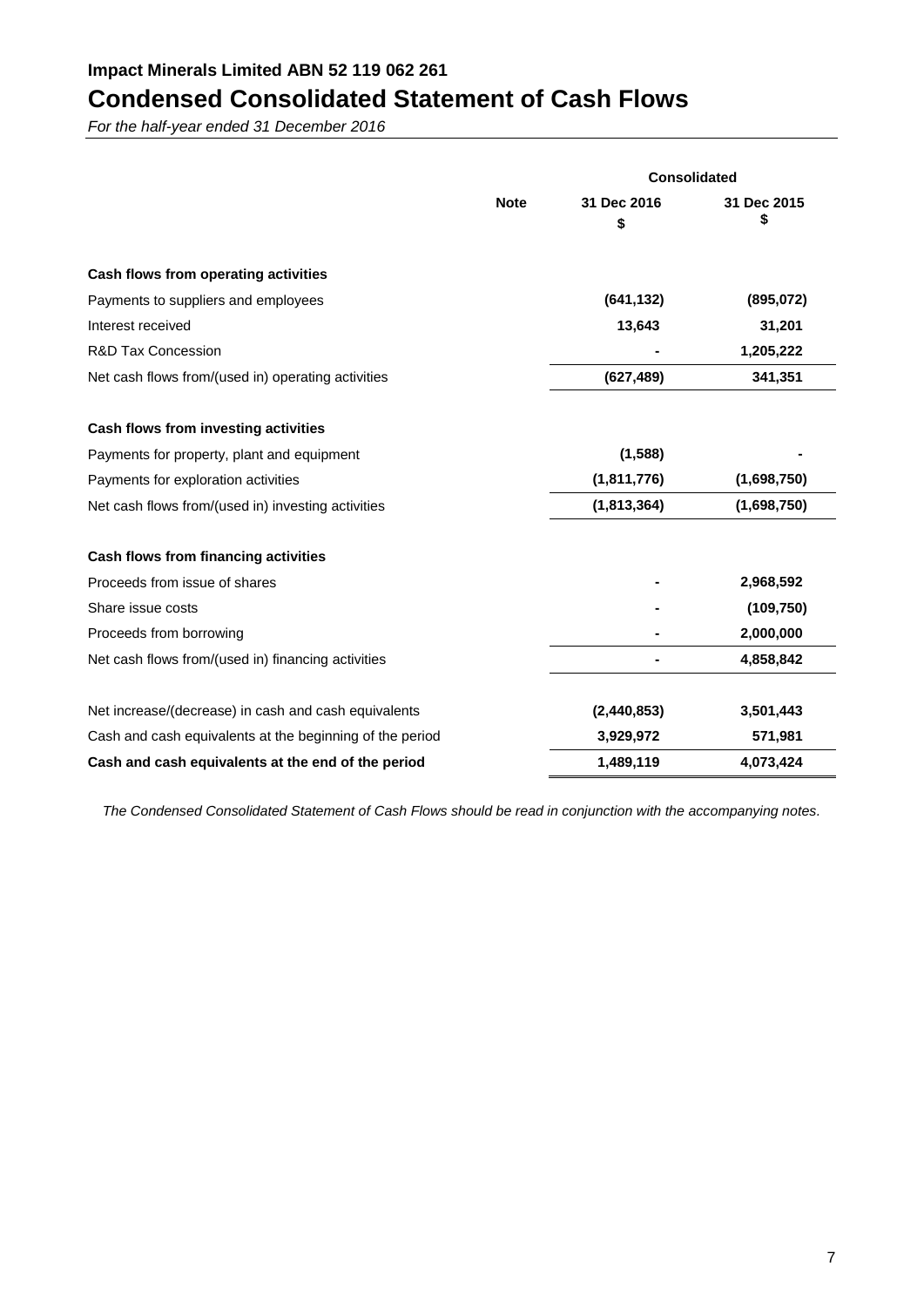**Impact Minerals Limited ABN 52 119 062 261**

# Condensed Consolidated Statement of Cash Flows

*For the half-year ended 31 December 2016*

| | Note | Consolidated | |
|---|---|---|---|
| | | **31 Dec 2016 $** | **31 Dec 2015 $** |
| **Cash flows from operating activities** | | | |
| Payments to suppliers and employees | | **(641,132)** | **(895,072)** |
| Interest received | | **13,643** | **31,201** |
| R&D Tax Concession | | **-** | **1,205,222** |
| Net cash flows from/(used in) operating activities | | **(627,489)** | **341,351** |
| **Cash flows from investing activities** | | | |
| Payments for property, plant and equipment | | **(1,588)** | **-** |
| Payments for exploration activities | | **(1,811,776)** | **(1,698,750)** |
| Net cash flows from/(used in) investing activities | | **(1,813,364)** | **(1,698,750)** |
| **Cash flows from financing activities** | | | |
| Proceeds from issue of shares | | **-** | **2,968,592** |
| Share issue costs | | **-** | **(109,750)** |
| Proceeds from borrowing | | **-** | **2,000,000** |
| Net cash flows from/(used in) financing activities | | **-** | **4,858,842** |
| Net increase/(decrease) in cash and cash equivalents | | **(2,440,853)** | **3,501,443** |
| Cash and cash equivalents at the beginning of the period | | **3,929,972** | **571,981** |
| **Cash and cash equivalents at the end of the period** | | **1,489,119** | **4,073,424** |

*The Condensed Consolidated Statement of Cash Flows should be read in conjunction with the accompanying notes.*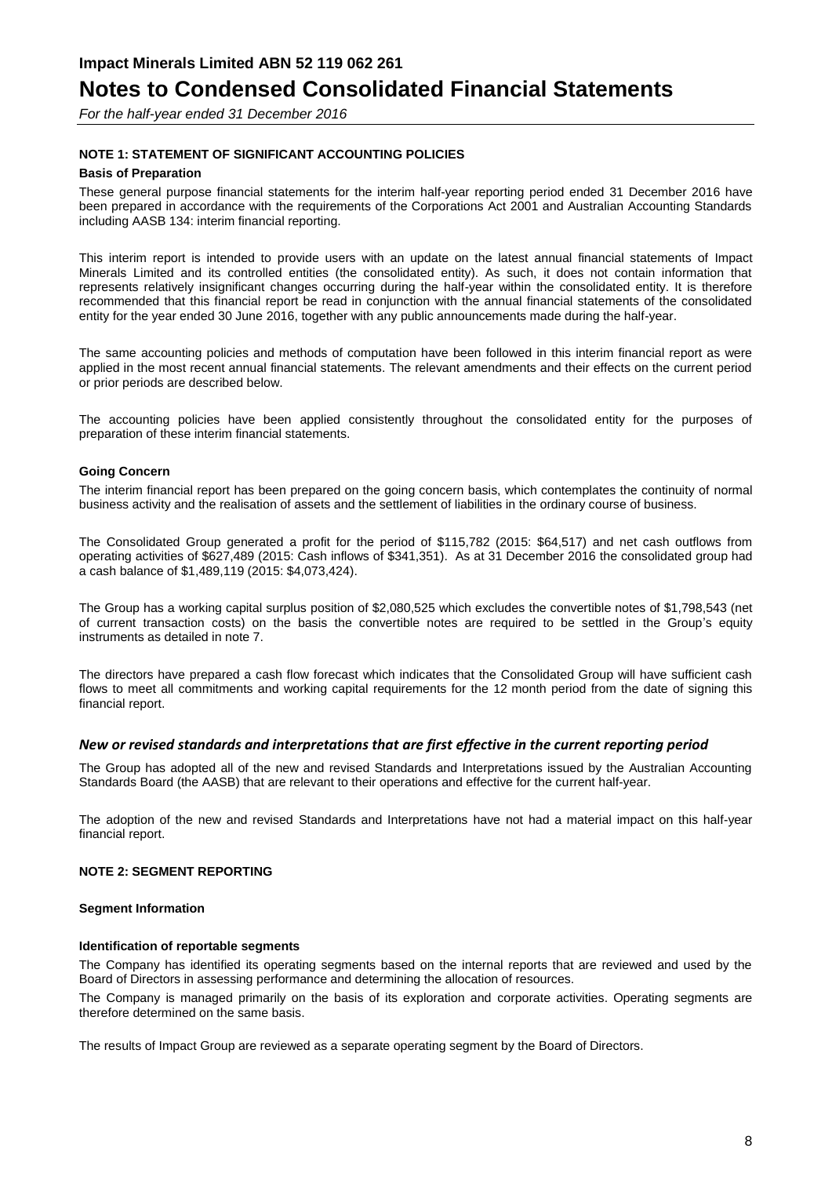# Impact Minerals Limited ABN 52 119 062 261

# Notes to Condensed Consolidated Financial Statements

*For the half-year ended 31 December 2016*

**NOTE 1: STATEMENT OF SIGNIFICANT ACCOUNTING POLICIES**

**Basis of Preparation**

These general purpose financial statements for the interim half-year reporting period ended 31 December 2016 have been prepared in accordance with the requirements of the Corporations Act 2001 and Australian Accounting Standards including AASB 134: interim financial reporting.

This interim report is intended to provide users with an update on the latest annual financial statements of Impact Minerals Limited and its controlled entities (the consolidated entity). As such, it does not contain information that represents relatively insignificant changes occurring during the half-year within the consolidated entity. It is therefore recommended that this financial report be read in conjunction with the annual financial statements of the consolidated entity for the year ended 30 June 2016, together with any public announcements made during the half-year.

The same accounting policies and methods of computation have been followed in this interim financial report as were applied in the most recent annual financial statements. The relevant amendments and their effects on the current period or prior periods are described below.

The accounting policies have been applied consistently throughout the consolidated entity for the purposes of preparation of these interim financial statements.

**Going Concern**

The interim financial report has been prepared on the going concern basis, which contemplates the continuity of normal business activity and the realisation of assets and the settlement of liabilities in the ordinary course of business.

The Consolidated Group generated a profit for the period of $115,782 (2015: $64,517) and net cash outflows from operating activities of $627,489 (2015: Cash inflows of $341,351). As at 31 December 2016 the consolidated group had a cash balance of $1,489,119 (2015: $4,073,424).

The Group has a working capital surplus position of $2,080,525 which excludes the convertible notes of $1,798,543 (net of current transaction costs) on the basis the convertible notes are required to be settled in the Group's equity instruments as detailed in note 7.

The directors have prepared a cash flow forecast which indicates that the Consolidated Group will have sufficient cash flows to meet all commitments and working capital requirements for the 12 month period from the date of signing this financial report.

### *New or revised standards and interpretations that are first effective in the current reporting period*

The Group has adopted all of the new and revised Standards and Interpretations issued by the Australian Accounting Standards Board (the AASB) that are relevant to their operations and effective for the current half-year.

The adoption of the new and revised Standards and Interpretations have not had a material impact on this half-year financial report.

**NOTE 2: SEGMENT REPORTING**

**Segment Information**

**Identification of reportable segments**

The Company has identified its operating segments based on the internal reports that are reviewed and used by the Board of Directors in assessing performance and determining the allocation of resources.

The Company is managed primarily on the basis of its exploration and corporate activities. Operating segments are therefore determined on the same basis.

The results of Impact Group are reviewed as a separate operating segment by the Board of Directors.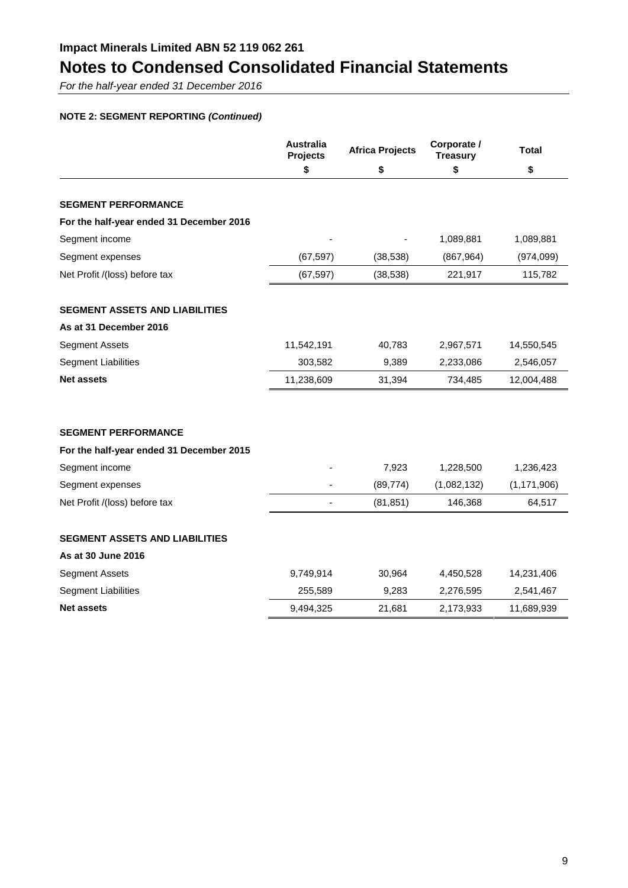**Impact Minerals Limited ABN 52 119 062 261**

# Notes to Condensed Consolidated Financial Statements

*For the half-year ended 31 December 2016*

**NOTE 2: SEGMENT REPORTING *(Continued)***

| | Australia Projects | Africa Projects | Corporate / Treasury | Total |
|---|---|---|---|---|
| | $ | $ | $ | $ |
| **SEGMENT PERFORMANCE** | | | | |
| **For the half-year ended 31 December 2016** | | | | |
| Segment income | - | - | 1,089,881 | 1,089,881 |
| Segment expenses | (67,597) | (38,538) | (867,964) | (974,099) |
| Net Profit /(loss) before tax | (67,597) | (38,538) | 221,917 | 115,782 |
| **SEGMENT ASSETS AND LIABILITIES** | | | | |
| **As at 31 December 2016** | | | | |
| Segment Assets | 11,542,191 | 40,783 | 2,967,571 | 14,550,545 |
| Segment Liabilities | 303,582 | 9,389 | 2,233,086 | 2,546,057 |
| **Net assets** | 11,238,609 | 31,394 | 734,485 | 12,004,488 |
| **SEGMENT PERFORMANCE** | | | | |
| **For the half-year ended 31 December 2015** | | | | |
| Segment income | - | 7,923 | 1,228,500 | 1,236,423 |
| Segment expenses | - | (89,774) | (1,082,132) | (1,171,906) |
| Net Profit /(loss) before tax | - | (81,851) | 146,368 | 64,517 |
| **SEGMENT ASSETS AND LIABILITIES** | | | | |
| **As at 30 June 2016** | | | | |
| Segment Assets | 9,749,914 | 30,964 | 4,450,528 | 14,231,406 |
| Segment Liabilities | 255,589 | 9,283 | 2,276,595 | 2,541,467 |
| **Net assets** | 9,494,325 | 21,681 | 2,173,933 | 11,689,939 |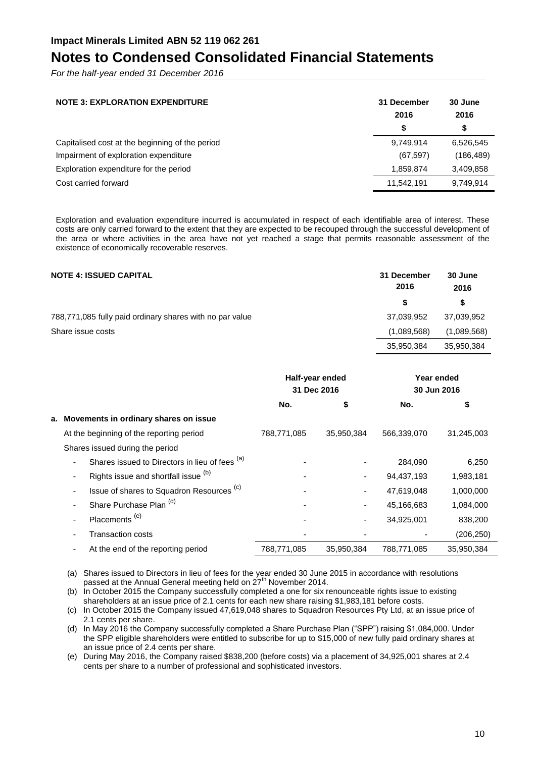**Impact Minerals Limited ABN 52 119 062 261**

# Notes to Condensed Consolidated Financial Statements

*For the half-year ended 31 December 2016*

| NOTE 3: EXPLORATION EXPENDITURE | 31 December 2016 | 30 June 2016 |
|---|---|---|
| | $ | $ |
| Capitalised cost at the beginning of the period | 9,749,914 | 6,526,545 |
| Impairment of exploration expenditure | (67,597) | (186,489) |
| Exploration expenditure for the period | 1,859,874 | 3,409,858 |
| Cost carried forward | 11,542,191 | 9,749,914 |

Exploration and evaluation expenditure incurred is accumulated in respect of each identifiable area of interest. These costs are only carried forward to the extent that they are expected to be recouped through the successful development of the area or where activities in the area have not yet reached a stage that permits reasonable assessment of the existence of economically recoverable reserves.

| NOTE 4: ISSUED CAPITAL | 31 December 2016 | 30 June 2016 |
|---|---|---|
| | $ | $ |
| 788,771,085 fully paid ordinary shares with no par value | 37,039,952 | 37,039,952 |
| Share issue costs | (1,089,568) | (1,089,568) |
| | 35,950,384 | 35,950,384 |

| | Half-year ended 31 Dec 2016 | | Year ended 30 Jun 2016 | |
|---|---|---|---|---|
| | No. | $ | No. | $ |
| **a. Movements in ordinary shares on issue** | | | | |
| At the beginning of the reporting period | 788,771,085 | 35,950,384 | 566,339,070 | 31,245,003 |
| Shares issued during the period | | | | |
| - Shares issued to Directors in lieu of fees (a) | - | - | 284,090 | 6,250 |
| - Rights issue and shortfall issue (b) | - | - | 94,437,193 | 1,983,181 |
| - Issue of shares to Squadron Resources (c) | - | - | 47,619,048 | 1,000,000 |
| - Share Purchase Plan (d) | - | - | 45,166,683 | 1,084,000 |
| - Placements (e) | - | - | 34,925,001 | 838,200 |
| - Transaction costs | - | - | - | (206,250) |
| - At the end of the reporting period | 788,771,085 | 35,950,384 | 788,771,085 | 35,950,384 |

(a) Shares issued to Directors in lieu of fees for the year ended 30 June 2015 in accordance with resolutions passed at the Annual General meeting held on 27th November 2014.

(b) In October 2015 the Company successfully completed a one for six renounceable rights issue to existing shareholders at an issue price of 2.1 cents for each new share raising $1,983,181 before costs.

(c) In October 2015 the Company issued 47,619,048 shares to Squadron Resources Pty Ltd, at an issue price of 2.1 cents per share.

(d) In May 2016 the Company successfully completed a Share Purchase Plan ("SPP") raising $1,084,000. Under the SPP eligible shareholders were entitled to subscribe for up to $15,000 of new fully paid ordinary shares at an issue price of 2.4 cents per share.

(e) During May 2016, the Company raised $838,200 (before costs) via a placement of 34,925,001 shares at 2.4 cents per share to a number of professional and sophisticated investors.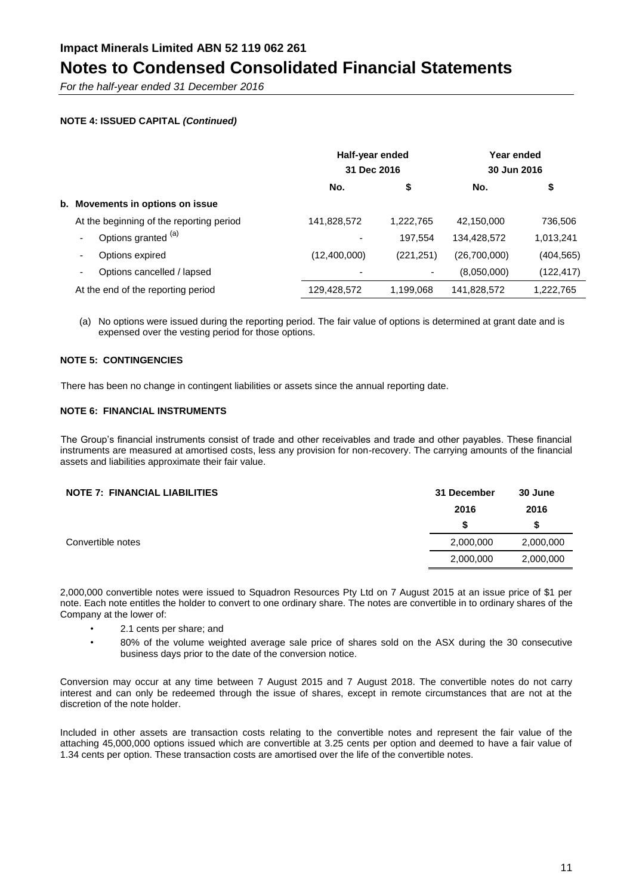# Impact Minerals Limited ABN 52 119 062 261

# Notes to Condensed Consolidated Financial Statements

*For the half-year ended 31 December 2016*

**NOTE 4: ISSUED CAPITAL *(Continued)***

| | Half-year ended 31 Dec 2016 | | Year ended 30 Jun 2016 | |
|---|---|---|---|---|
| | No. | $ | No. | $ |
| **b. Movements in options on issue** | | | | |
| At the beginning of the reporting period | 141,828,572 | 1,222,765 | 42,150,000 | 736,506 |
| - Options granted [(a)] | - | 197,554 | 134,428,572 | 1,013,241 |
| - Options expired | (12,400,000) | (221,251) | (26,700,000) | (404,565) |
| - Options cancelled / lapsed | - | - | (8,050,000) | (122,417) |
| At the end of the reporting period | 129,428,572 | 1,199,068 | 141,828,572 | 1,222,765 |

(a) No options were issued during the reporting period. The fair value of options is determined at grant date and is expensed over the vesting period for those options.

**NOTE 5: CONTINGENCIES**

There has been no change in contingent liabilities or assets since the annual reporting date.

**NOTE 6: FINANCIAL INSTRUMENTS**

The Group's financial instruments consist of trade and other receivables and trade and other payables. These financial instruments are measured at amortised costs, less any provision for non-recovery. The carrying amounts of the financial assets and liabilities approximate their fair value.

| **NOTE 7: FINANCIAL LIABILITIES** | 31 December 2016 | 30 June 2016 |
|---|---|---|
| | $ | $ |
| Convertible notes | 2,000,000 | 2,000,000 |
| | 2,000,000 | 2,000,000 |

2,000,000 convertible notes were issued to Squadron Resources Pty Ltd on 7 August 2015 at an issue price of $1 per note. Each note entitles the holder to convert to one ordinary share. The notes are convertible in to ordinary shares of the Company at the lower of:

- 2.1 cents per share; and
- 80% of the volume weighted average sale price of shares sold on the ASX during the 30 consecutive business days prior to the date of the conversion notice.

Conversion may occur at any time between 7 August 2015 and 7 August 2018. The convertible notes do not carry interest and can only be redeemed through the issue of shares, except in remote circumstances that are not at the discretion of the note holder.

Included in other assets are transaction costs relating to the convertible notes and represent the fair value of the attaching 45,000,000 options issued which are convertible at 3.25 cents per option and deemed to have a fair value of 1.34 cents per option. These transaction costs are amortised over the life of the convertible notes.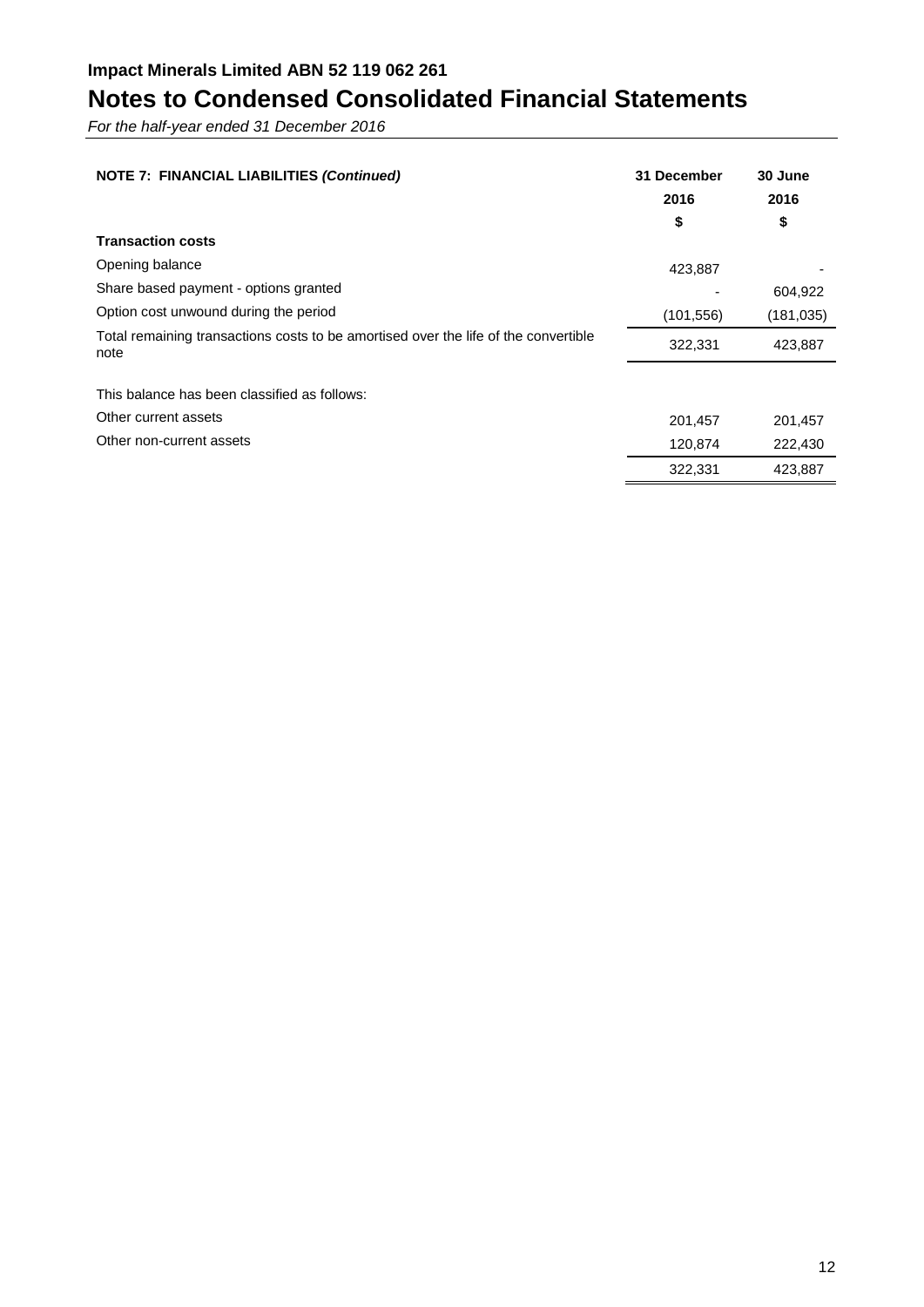**Impact Minerals Limited ABN 52 119 062 261**

# Notes to Condensed Consolidated Financial Statements

*For the half-year ended 31 December 2016*

| NOTE 7: FINANCIAL LIABILITIES *(Continued)* | 31 December 2016 | 30 June 2016 |
|---|---|---|
| | $ | $ |
| **Transaction costs** | | |
| Opening balance | 423,887 | - |
| Share based payment - options granted | - | 604,922 |
| Option cost unwound during the period | (101,556) | (181,035) |
| Total remaining transactions costs to be amortised over the life of the convertible note | 322,331 | 423,887 |
| | | |
| This balance has been classified as follows: | | |
| Other current assets | 201,457 | 201,457 |
| Other non-current assets | 120,874 | 222,430 |
| | 322,331 | 423,887 |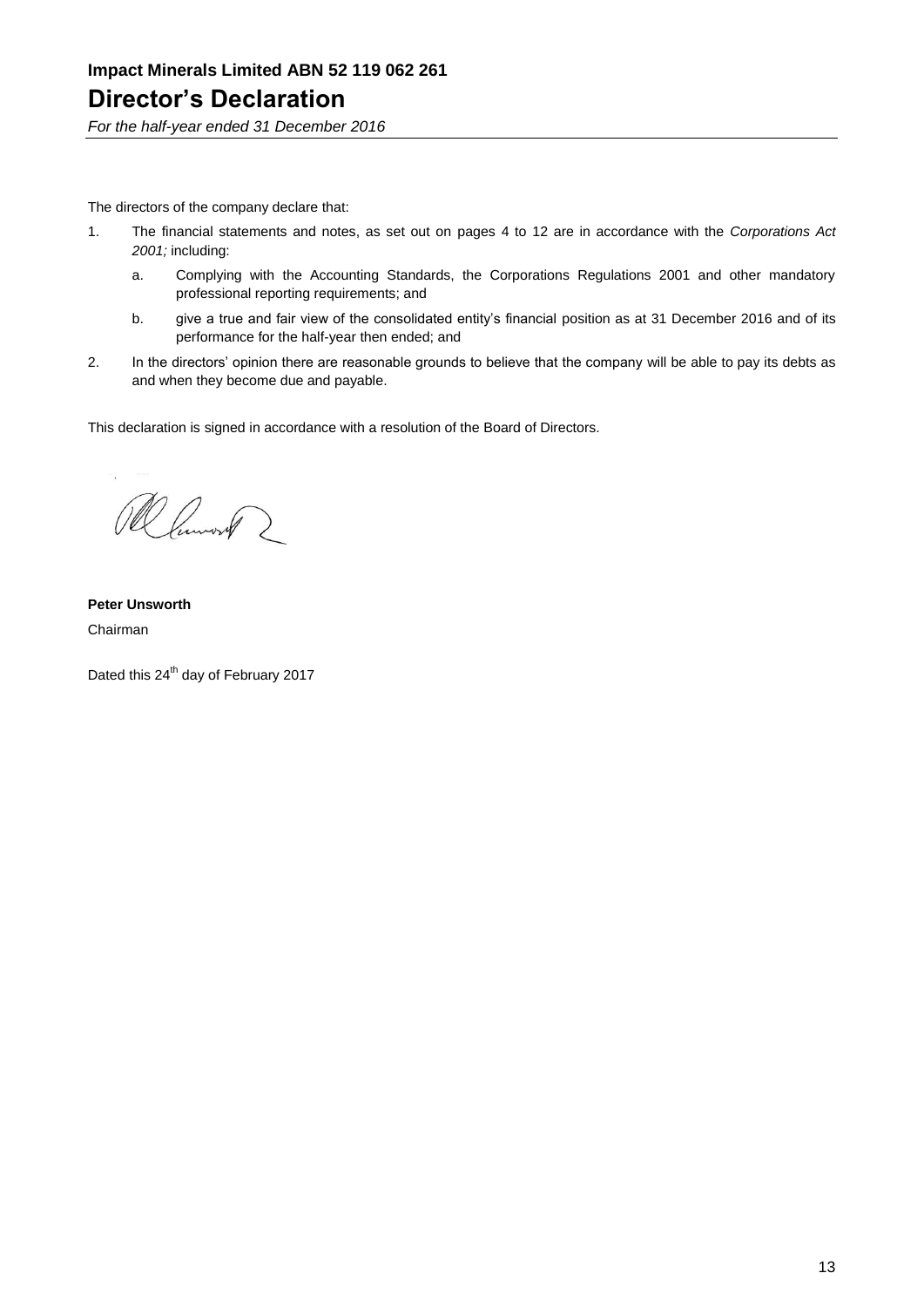**Impact Minerals Limited ABN 52 119 062 261**

# Director's Declaration

*For the half-year ended 31 December 2016*

The directors of the company declare that:

1. The financial statements and notes, as set out on pages 4 to 12 are in accordance with the *Corporations Act 2001;* including:

   a. Complying with the Accounting Standards, the Corporations Regulations 2001 and other mandatory professional reporting requirements; and

   b. give a true and fair view of the consolidated entity's financial position as at 31 December 2016 and of its performance for the half-year then ended; and

2. In the directors' opinion there are reasonable grounds to believe that the company will be able to pay its debts as and when they become due and payable.

This declaration is signed in accordance with a resolution of the Board of Directors.

**Peter Unsworth**

Chairman

Dated this 24th day of February 2017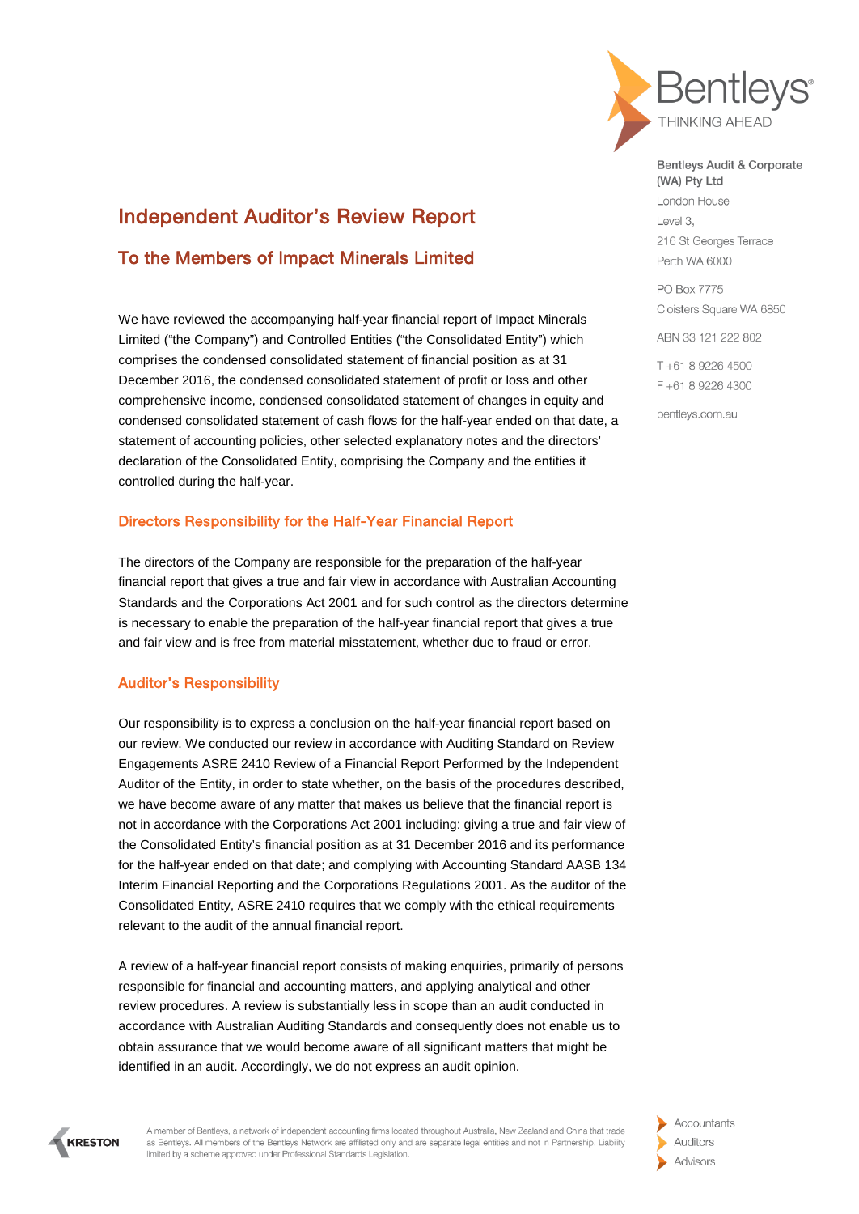Bentleys
THINKING AHEAD

Bentleys Audit & Corporate (WA) Pty Ltd
London House
Level 3,
216 St Georges Terrace
Perth WA 6000

PO Box 7775
Cloisters Square WA 6850

ABN 33 121 222 802

T +61 8 9226 4500
F +61 8 9226 4300

bentleys.com.au

# Independent Auditor's Review Report

## To the Members of Impact Minerals Limited

We have reviewed the accompanying half-year financial report of Impact Minerals Limited ("the Company") and Controlled Entities ("the Consolidated Entity") which comprises the condensed consolidated statement of financial position as at 31 December 2016, the condensed consolidated statement of profit or loss and other comprehensive income, condensed consolidated statement of changes in equity and condensed consolidated statement of cash flows for the half-year ended on that date, a statement of accounting policies, other selected explanatory notes and the directors' declaration of the Consolidated Entity, comprising the Company and the entities it controlled during the half-year.

### Directors Responsibility for the Half-Year Financial Report

The directors of the Company are responsible for the preparation of the half-year financial report that gives a true and fair view in accordance with Australian Accounting Standards and the Corporations Act 2001 and for such control as the directors determine is necessary to enable the preparation of the half-year financial report that gives a true and fair view and is free from material misstatement, whether due to fraud or error.

### Auditor's Responsibility

Our responsibility is to express a conclusion on the half-year financial report based on our review. We conducted our review in accordance with Auditing Standard on Review Engagements ASRE 2410 Review of a Financial Report Performed by the Independent Auditor of the Entity, in order to state whether, on the basis of the procedures described, we have become aware of any matter that makes us believe that the financial report is not in accordance with the Corporations Act 2001 including: giving a true and fair view of the Consolidated Entity's financial position as at 31 December 2016 and its performance for the half-year ended on that date; and complying with Accounting Standard AASB 134 Interim Financial Reporting and the Corporations Regulations 2001. As the auditor of the Consolidated Entity, ASRE 2410 requires that we comply with the ethical requirements relevant to the audit of the annual financial report.

A review of a half-year financial report consists of making enquiries, primarily of persons responsible for financial and accounting matters, and applying analytical and other review procedures. A review is substantially less in scope than an audit conducted in accordance with Australian Auditing Standards and consequently does not enable us to obtain assurance that we would become aware of all significant matters that might be identified in an audit. Accordingly, we do not express an audit opinion.

KRESTON

A member of Bentleys, a network of independent accounting firms located throughout Australia, New Zealand and China that trade as Bentleys. All members of the Bentleys Network are affiliated only and are separate legal entities and not in Partnership. Liability limited by a scheme approved under Professional Standards Legislation.

Accountants
Auditors
Advisors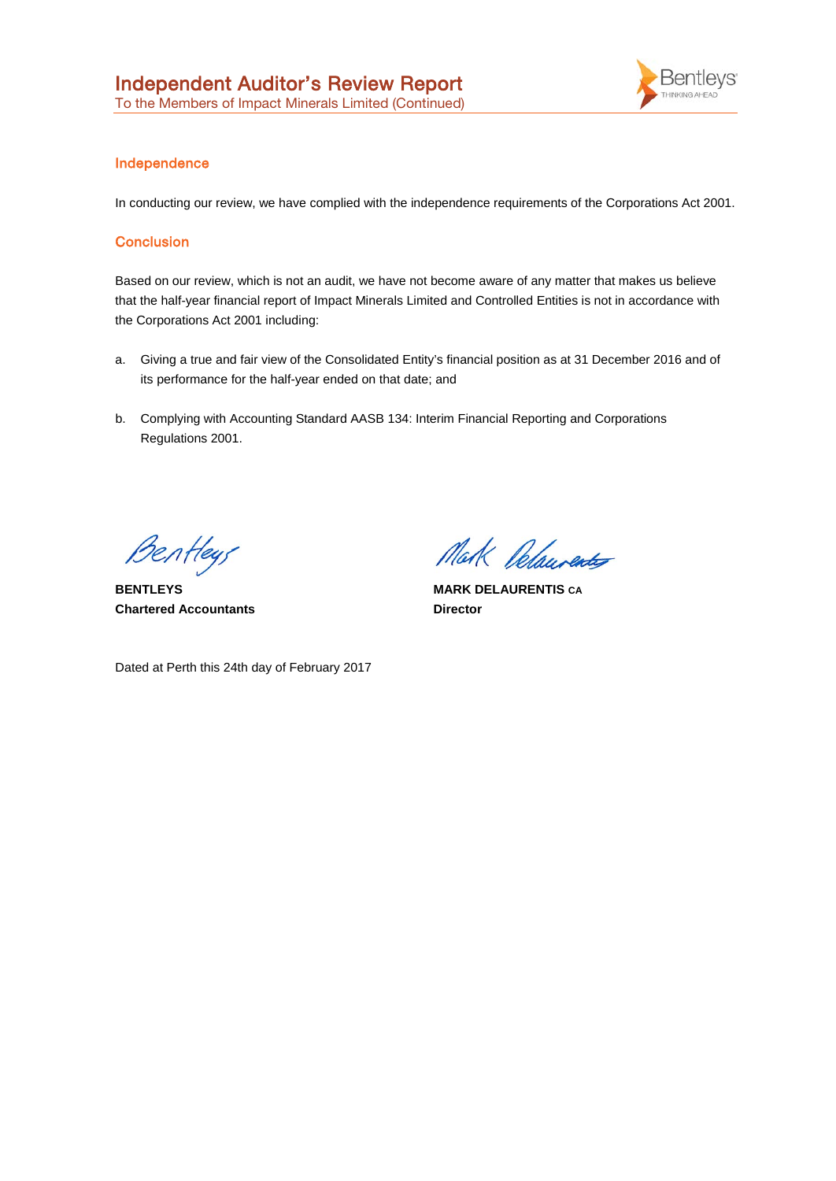## Independence

In conducting our review, we have complied with the independence requirements of the Corporations Act 2001.

## Conclusion

Based on our review, which is not an audit, we have not become aware of any matter that makes us believe that the half-year financial report of Impact Minerals Limited and Controlled Entities is not in accordance with the Corporations Act 2001 including:

a. Giving a true and fair view of the Consolidated Entity's financial position as at 31 December 2016 and of its performance for the half-year ended on that date; and

b. Complying with Accounting Standard AASB 134: Interim Financial Reporting and Corporations Regulations 2001.

**BENTLEYS**
**Chartered Accountants**

**MARK DELAURENTIS CA**
**Director**

Dated at Perth this 24th day of February 2017